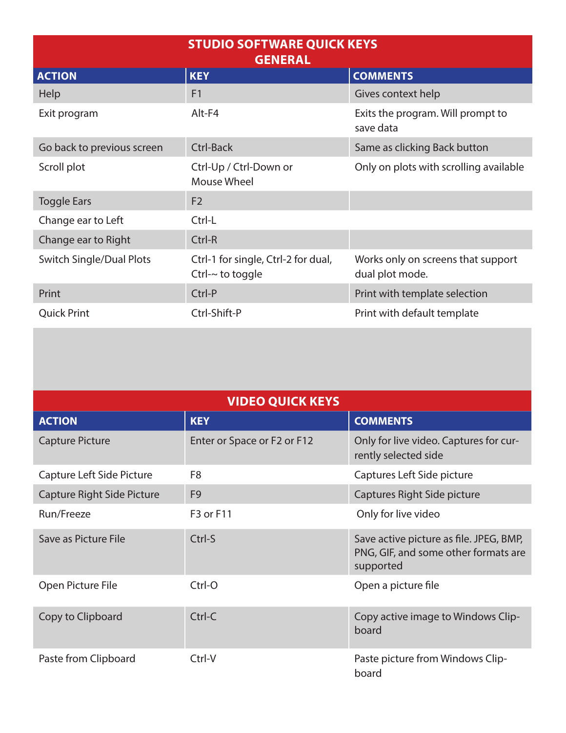## STUDIO SOFTWARE QUICK KEYS
### GENERAL

| ACTION | KEY | COMMENTS |
|---|---|---|
| Help | F1 | Gives context help |
| Exit program | Alt-F4 | Exits the program. Will prompt to save data |
| Go back to previous screen | Ctrl-Back | Same as clicking Back button |
| Scroll plot | Ctrl-Up / Ctrl-Down or Mouse Wheel | Only on plots with scrolling available |
| Toggle Ears | F2 | |
| Change ear to Left | Ctrl-L | |
| Change ear to Right | Ctrl-R | |
| Switch Single/Dual Plots | Ctrl-1 for single, Ctrl-2 for dual, Ctrl-~ to toggle | Works only on screens that support dual plot mode. |
| Print | Ctrl-P | Print with template selection |
| Quick Print | Ctrl-Shift-P | Print with default template |

## VIDEO QUICK KEYS

| ACTION | KEY | COMMENTS |
|---|---|---|
| Capture Picture | Enter or Space or F2 or F12 | Only for live video. Captures for currently selected side |
| Capture Left Side Picture | F8 | Captures Left Side picture |
| Capture Right Side Picture | F9 | Captures Right Side picture |
| Run/Freeze | F3 or F11 | Only for live video |
| Save as Picture File | Ctrl-S | Save active picture as file. JPEG, BMP, PNG, GIF, and some other formats are supported |
| Open Picture File | Ctrl-O | Open a picture file |
| Copy to Clipboard | Ctrl-C | Copy active image to Windows Clipboard |
| Paste from Clipboard | Ctrl-V | Paste picture from Windows Clipboard |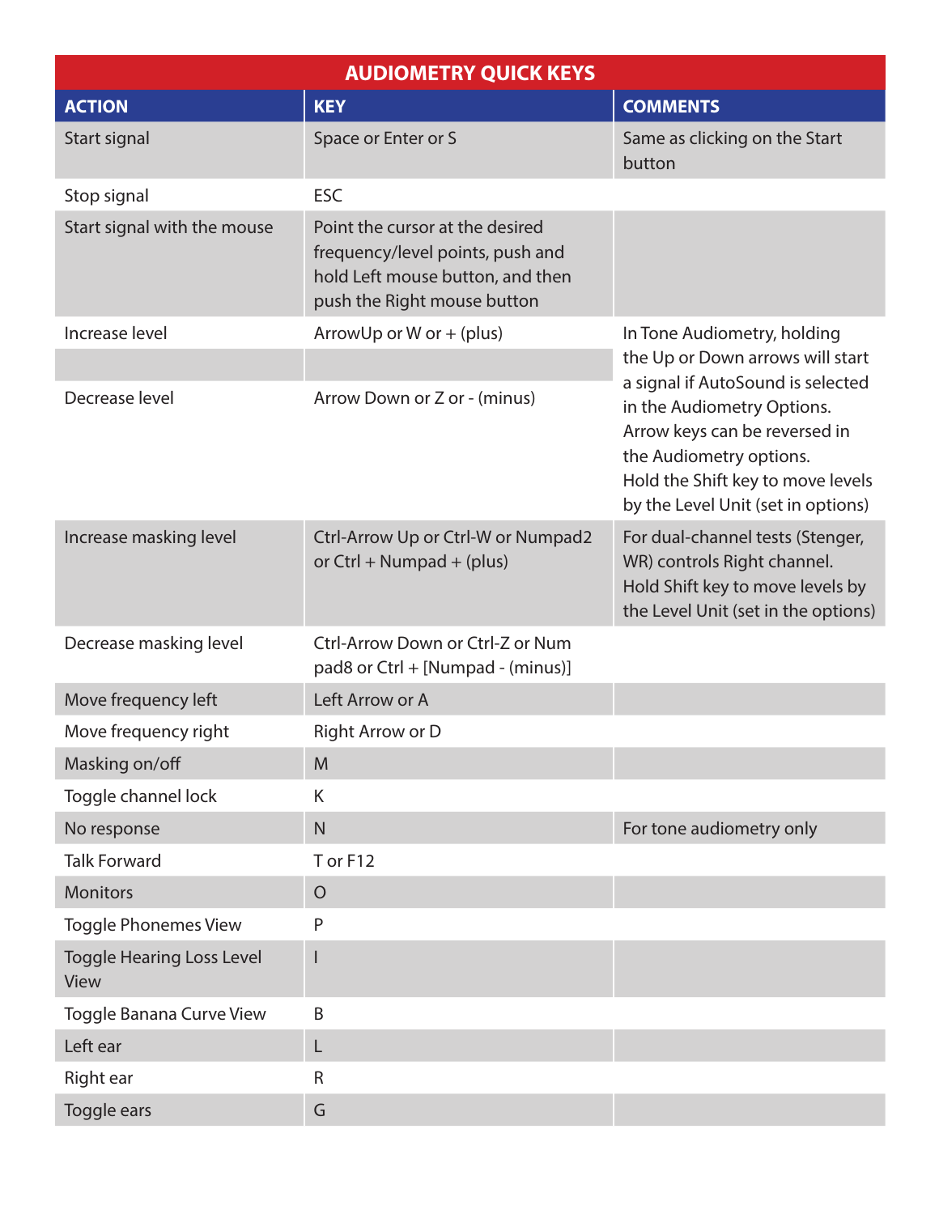| AUDIOMETRY QUICK KEYS | | |
|---|---|---|
| **ACTION** | **KEY** | **COMMENTS** |
| Start signal | Space or Enter or S | Same as clicking on the Start button |
| Stop signal | ESC | |
| Start signal with the mouse | Point the cursor at the desired frequency/level points, push and hold Left mouse button, and then push the Right mouse button | |
| Increase level | ArrowUp or W or + (plus) | In Tone Audiometry, holding the Up or Down arrows will start a signal if AutoSound is selected in the Audiometry Options. Arrow keys can be reversed in the Audiometry options. Hold the Shift key to move levels by the Level Unit (set in options) |
| | | |
| Decrease level | Arrow Down or Z or - (minus) | |
| Increase masking level | Ctrl-Arrow Up or Ctrl-W or Numpad2 or Ctrl + Numpad + (plus) | For dual-channel tests (Stenger, WR) controls Right channel. Hold Shift key to move levels by the Level Unit (set in the options) |
| Decrease masking level | Ctrl-Arrow Down or Ctrl-Z or Num pad8 or Ctrl + [Numpad - (minus)] | |
| Move frequency left | Left Arrow or A | |
| Move frequency right | Right Arrow or D | |
| Masking on/off | M | |
| Toggle channel lock | K | |
| No response | N | For tone audiometry only |
| Talk Forward | T or F12 | |
| Monitors | O | |
| Toggle Phonemes View | P | |
| Toggle Hearing Loss Level View | I | |
| Toggle Banana Curve View | B | |
| Left ear | L | |
| Right ear | R | |
| Toggle ears | G | |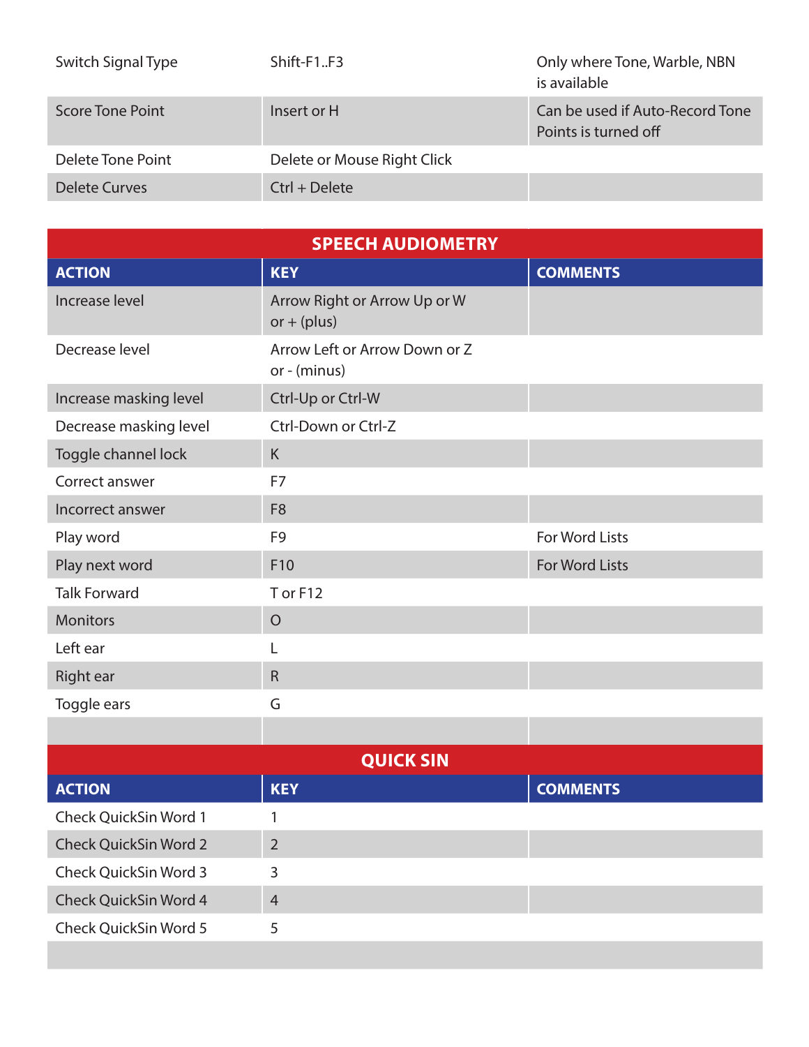| | | |
|---|---|---|
| Switch Signal Type | Shift-F1..F3 | Only where Tone, Warble, NBN is available |
| Score Tone Point | Insert or H | Can be used if Auto-Record Tone Points is turned off |
| Delete Tone Point | Delete or Mouse Right Click | |
| Delete Curves | Ctrl + Delete | |

## SPEECH AUDIOMETRY

| ACTION | KEY | COMMENTS |
|---|---|---|
| Increase level | Arrow Right or Arrow Up or W or + (plus) | |
| Decrease level | Arrow Left or Arrow Down or Z or - (minus) | |
| Increase masking level | Ctrl-Up or Ctrl-W | |
| Decrease masking level | Ctrl-Down or Ctrl-Z | |
| Toggle channel lock | K | |
| Correct answer | F7 | |
| Incorrect answer | F8 | |
| Play word | F9 | For Word Lists |
| Play next word | F10 | For Word Lists |
| Talk Forward | T or F12 | |
| Monitors | O | |
| Left ear | L | |
| Right ear | R | |
| Toggle ears | G | |
| | | |

## QUICK SIN

| ACTION | KEY | COMMENTS |
|---|---|---|
| Check QuickSin Word 1 | 1 | |
| Check QuickSin Word 2 | 2 | |
| Check QuickSin Word 3 | 3 | |
| Check QuickSin Word 4 | 4 | |
| Check QuickSin Word 5 | 5 | |
| | | |